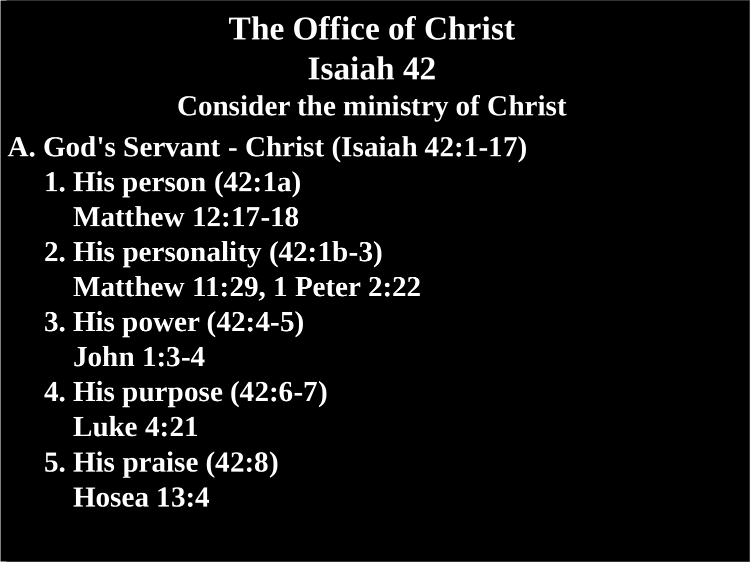# The Office of Christ

# Isaiah 42

## Consider the ministry of Christ

**A. God's Servant - Christ (Isaiah 42:1-17)**

1. **His person (42:1a)**
   **Matthew 12:17-18**
2. **His personality (42:1b-3)**
   **Matthew 11:29, 1 Peter 2:22**
3. **His power (42:4-5)**
   **John 1:3-4**
4. **His purpose (42:6-7)**
   **Luke 4:21**
5. **His praise (42:8)**
   **Hosea 13:4**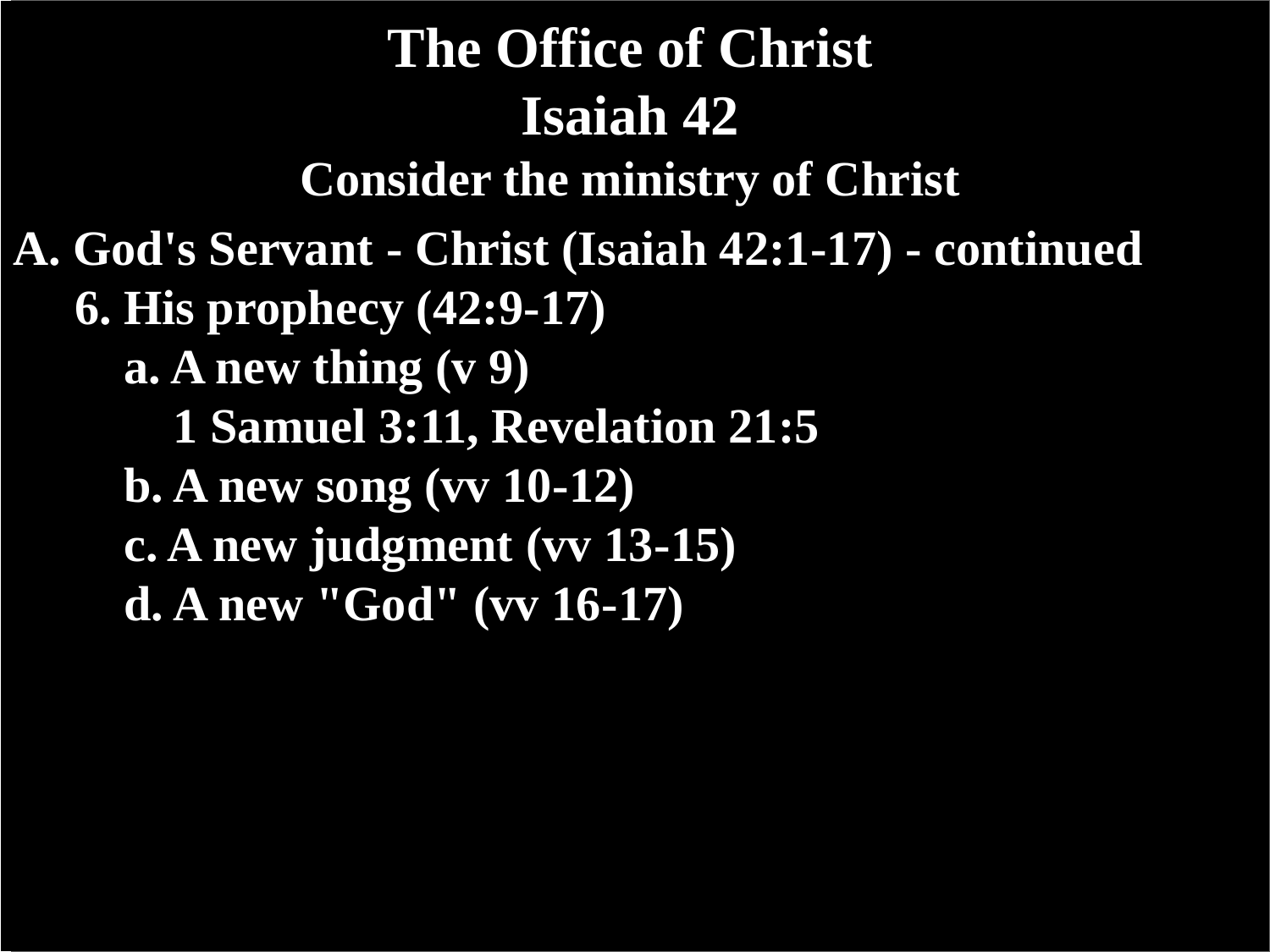# The Office of Christ

# Isaiah 42

## Consider the ministry of Christ

A. God's Servant - Christ (Isaiah 42:1-17) - continued

- 6. His prophecy (42:9-17)
    - a. A new thing (v 9)
        - 1 Samuel 3:11, Revelation 21:5
    - b. A new song (vv 10-12)
    - c. A new judgment (vv 13-15)
    - d. A new "God" (vv 16-17)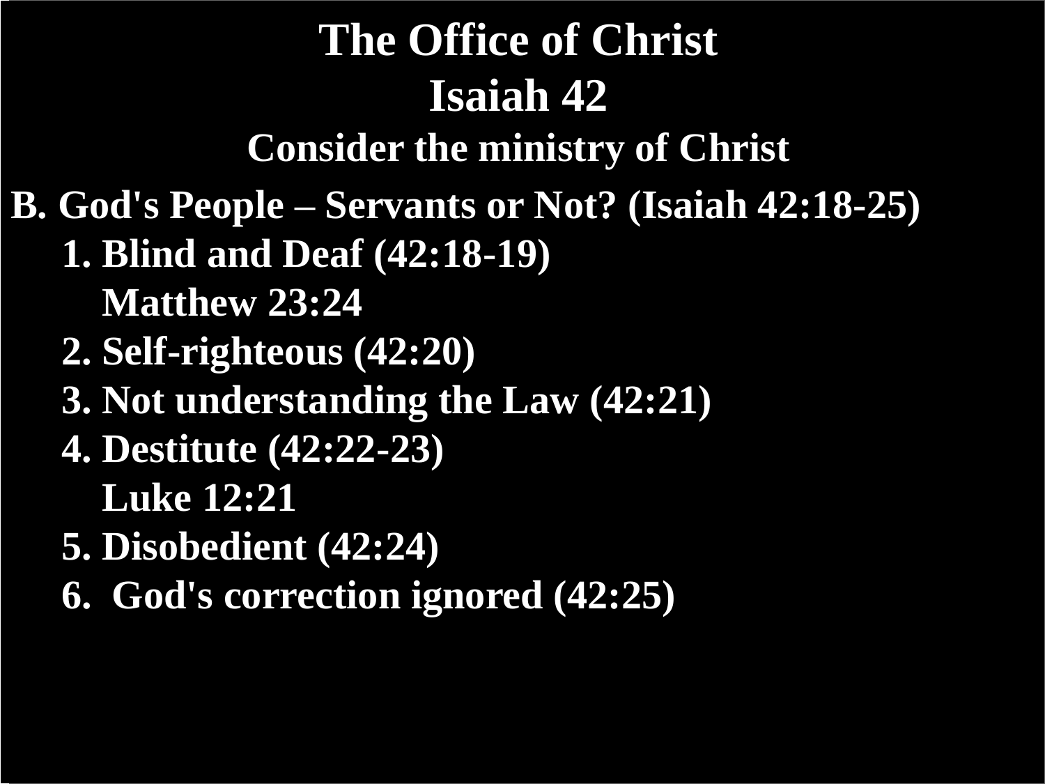# The Office of Christ

## Isaiah 42

### Consider the ministry of Christ

**B. God's People – Servants or Not? (Isaiah 42:18-25)**

1. **Blind and Deaf (42:18-19)**
   **Matthew 23:24**
2. **Self-righteous (42:20)**
3. **Not understanding the Law (42:21)**
4. **Destitute (42:22-23)**
   **Luke 12:21**
5. **Disobedient (42:24)**
6. **God's correction ignored (42:25)**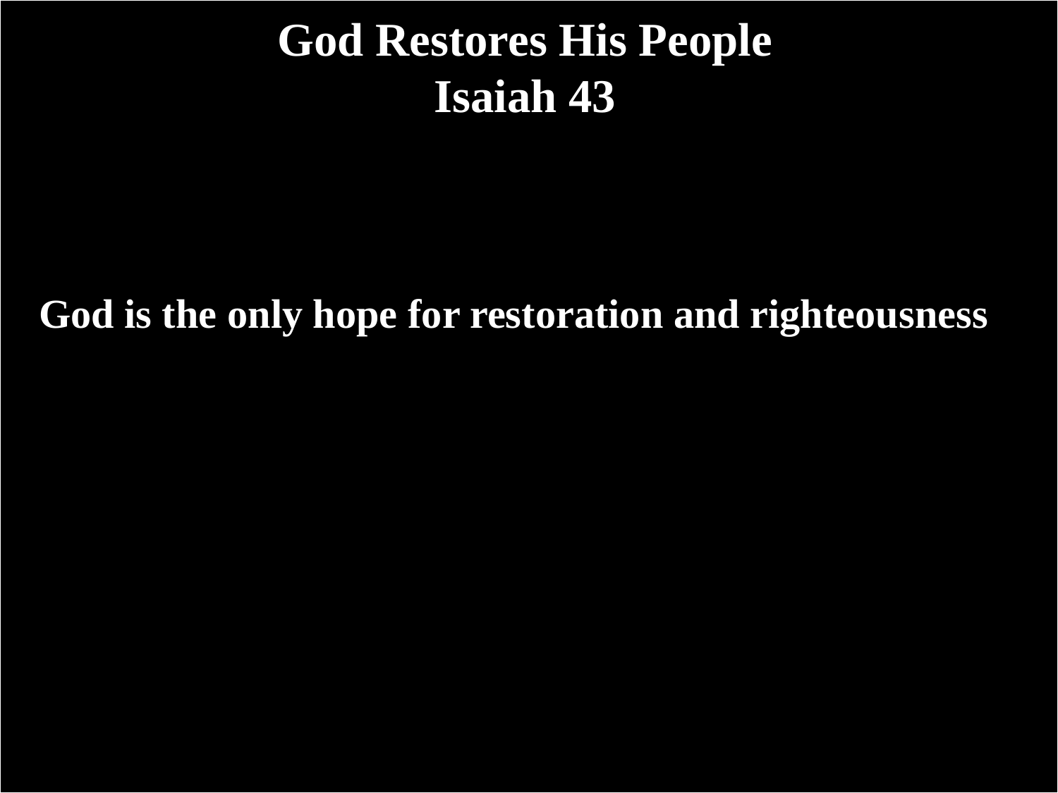# God Restores His People
# Isaiah 43

**God is the only hope for restoration and righteousness**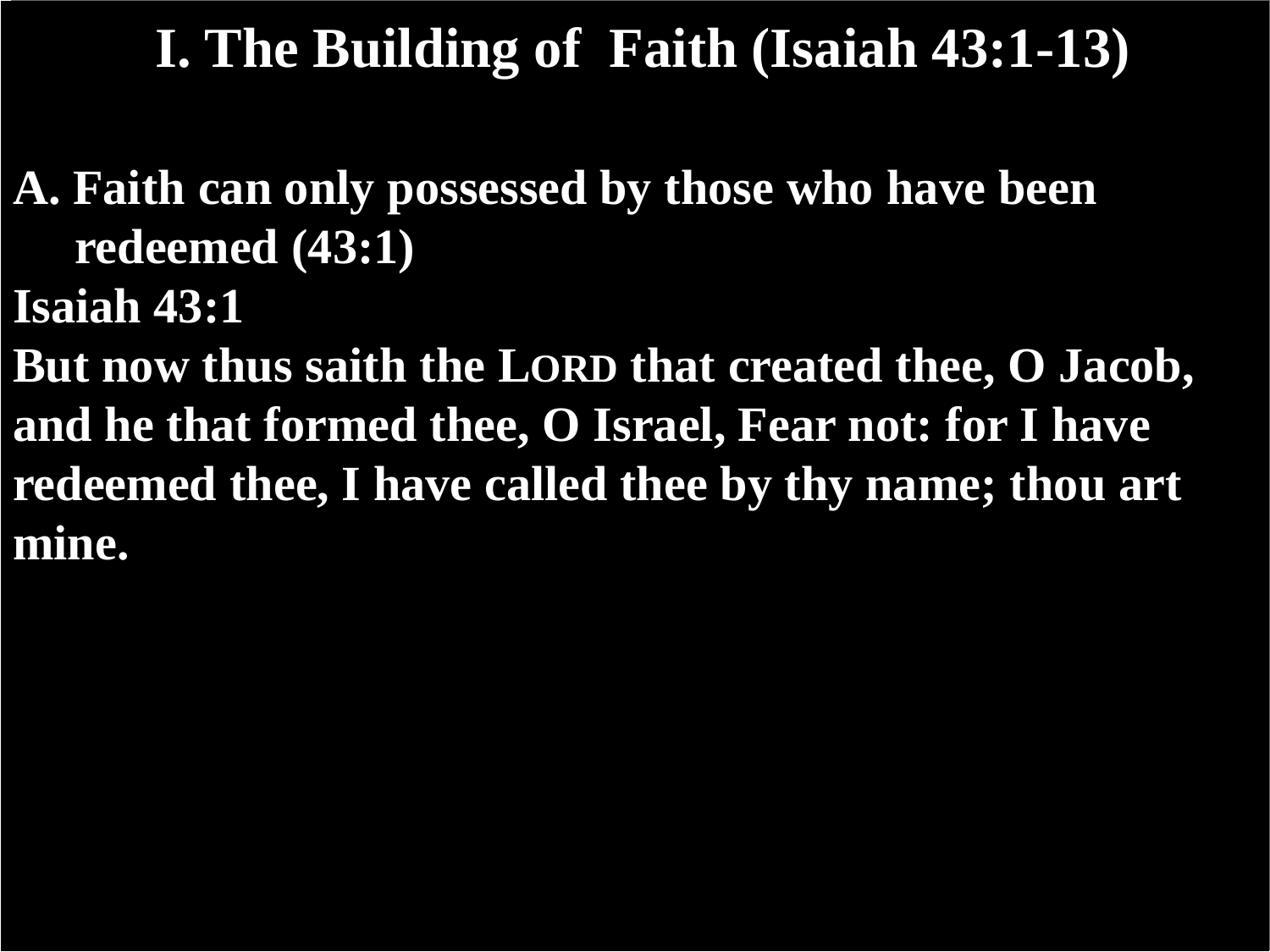# I. The Building of Faith (Isaiah 43:1-13)

**A. Faith can only possessed by those who have been redeemed (43:1)**

**Isaiah 43:1**

**But now thus saith the LORD that created thee, O Jacob, and he that formed thee, O Israel, Fear not: for I have redeemed thee, I have called thee by thy name; thou art mine.**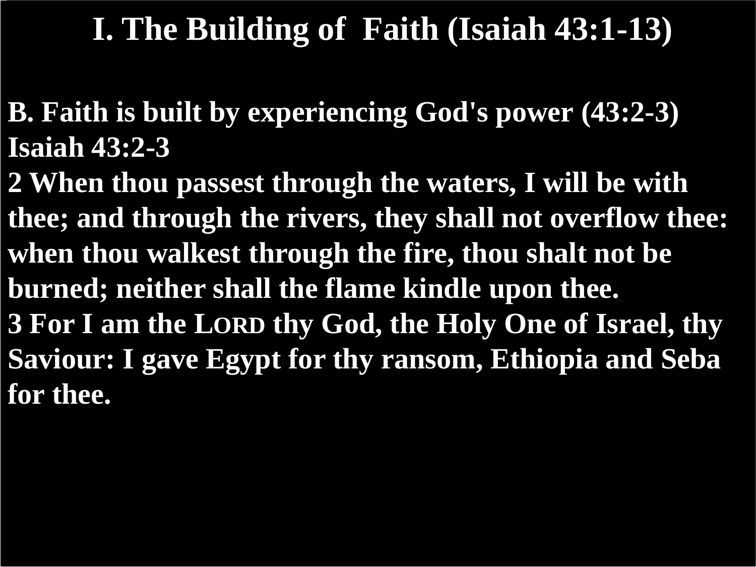# I. The Building of Faith (Isaiah 43:1-13)

**B. Faith is built by experiencing God's power (43:2-3)**

**Isaiah 43:2-3**

**2 When thou passest through the waters, I will be with thee; and through the rivers, they shall not overflow thee: when thou walkest through the fire, thou shalt not be burned; neither shall the flame kindle upon thee.**

**3 For I am the LORD thy God, the Holy One of Israel, thy Saviour: I gave Egypt for thy ransom, Ethiopia and Seba for thee.**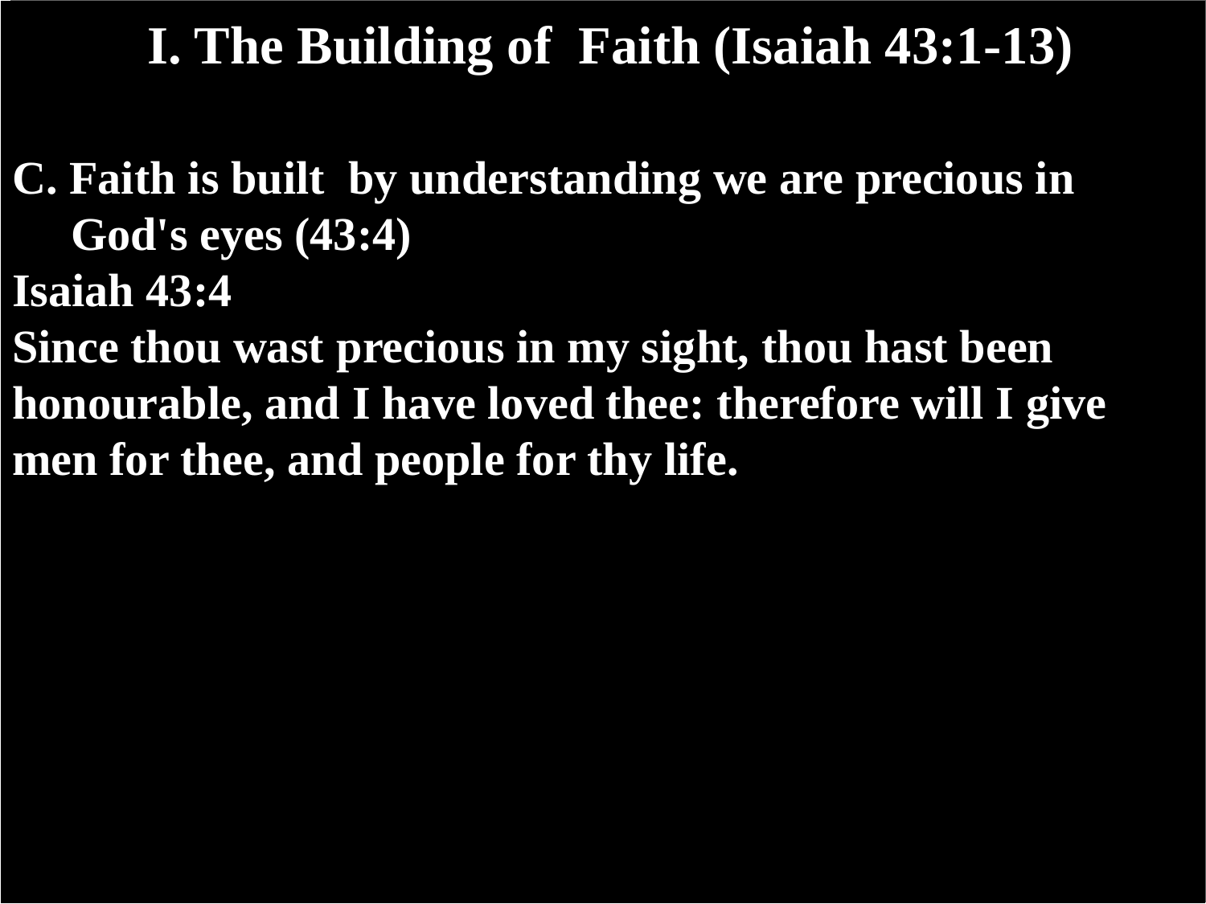# I. The Building of Faith (Isaiah 43:1-13)

**C. Faith is built by understanding we are precious in God's eyes (43:4)**

**Isaiah 43:4**

**Since thou wast precious in my sight, thou hast been honourable, and I have loved thee: therefore will I give men for thee, and people for thy life.**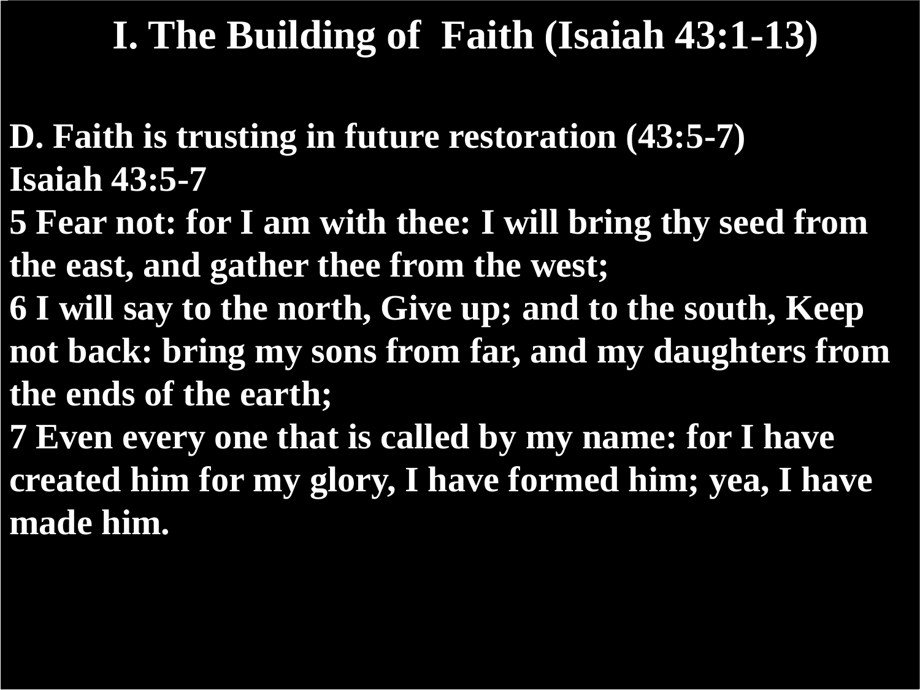# I. The Building of Faith (Isaiah 43:1-13)

**D. Faith is trusting in future restoration (43:5-7)**

**Isaiah 43:5-7**

**5 Fear not: for I am with thee: I will bring thy seed from the east, and gather thee from the west;**

**6 I will say to the north, Give up; and to the south, Keep not back: bring my sons from far, and my daughters from the ends of the earth;**

**7 Even every one that is called by my name: for I have created him for my glory, I have formed him; yea, I have made him.**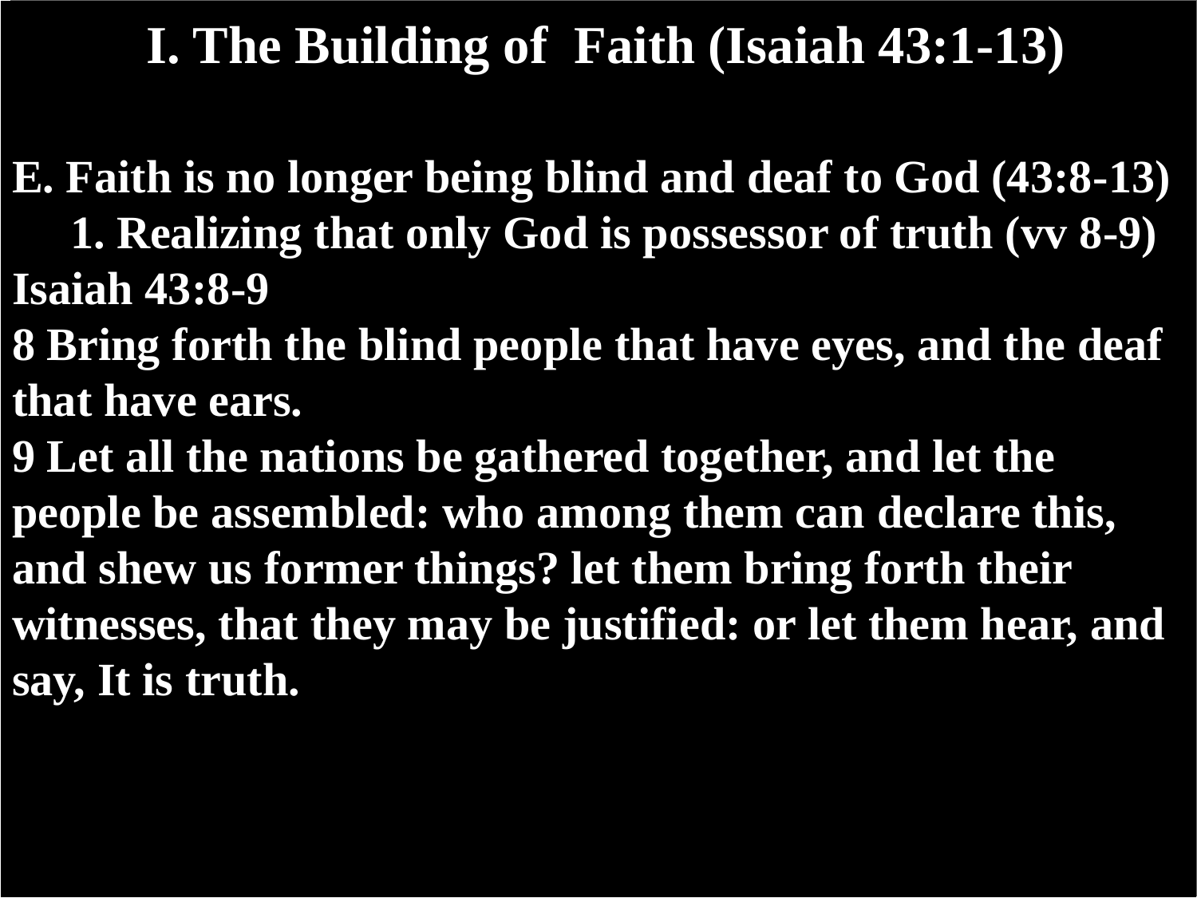# I. The Building of Faith (Isaiah 43:1-13)

**E. Faith is no longer being blind and deaf to God (43:8-13)**

**1. Realizing that only God is possessor of truth (vv 8-9)**

**Isaiah 43:8-9**

**8 Bring forth the blind people that have eyes, and the deaf that have ears.**

**9 Let all the nations be gathered together, and let the people be assembled: who among them can declare this, and shew us former things? let them bring forth their witnesses, that they may be justified: or let them hear, and say, It is truth.**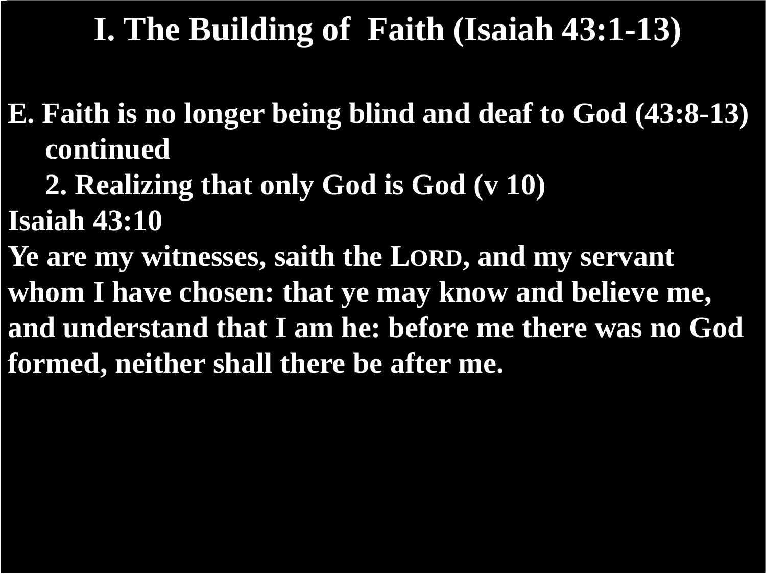# I. The Building of Faith (Isaiah 43:1-13)

**E. Faith is no longer being blind and deaf to God (43:8-13) continued**

**2. Realizing that only God is God (v 10)**

**Isaiah 43:10**

**Ye are my witnesses, saith the LORD, and my servant whom I have chosen: that ye may know and believe me, and understand that I am he: before me there was no God formed, neither shall there be after me.**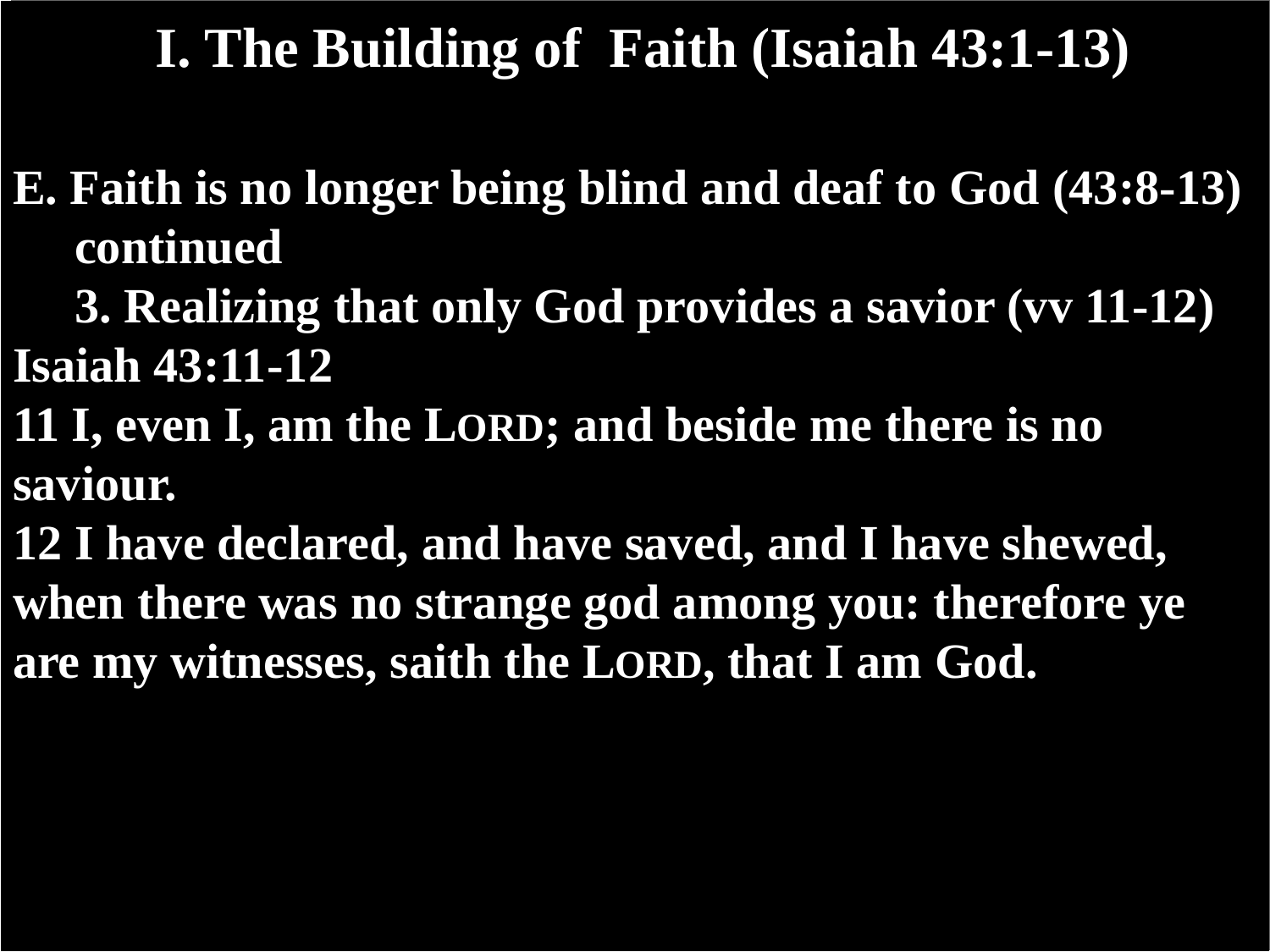# I. The Building of Faith (Isaiah 43:1-13)

**E. Faith is no longer being blind and deaf to God (43:8-13) continued**

**3. Realizing that only God provides a savior (vv 11-12)**

**Isaiah 43:11-12**

**11 I, even I, am the LORD; and beside me there is no saviour.**

**12 I have declared, and have saved, and I have shewed, when there was no strange god among you: therefore ye are my witnesses, saith the LORD, that I am God.**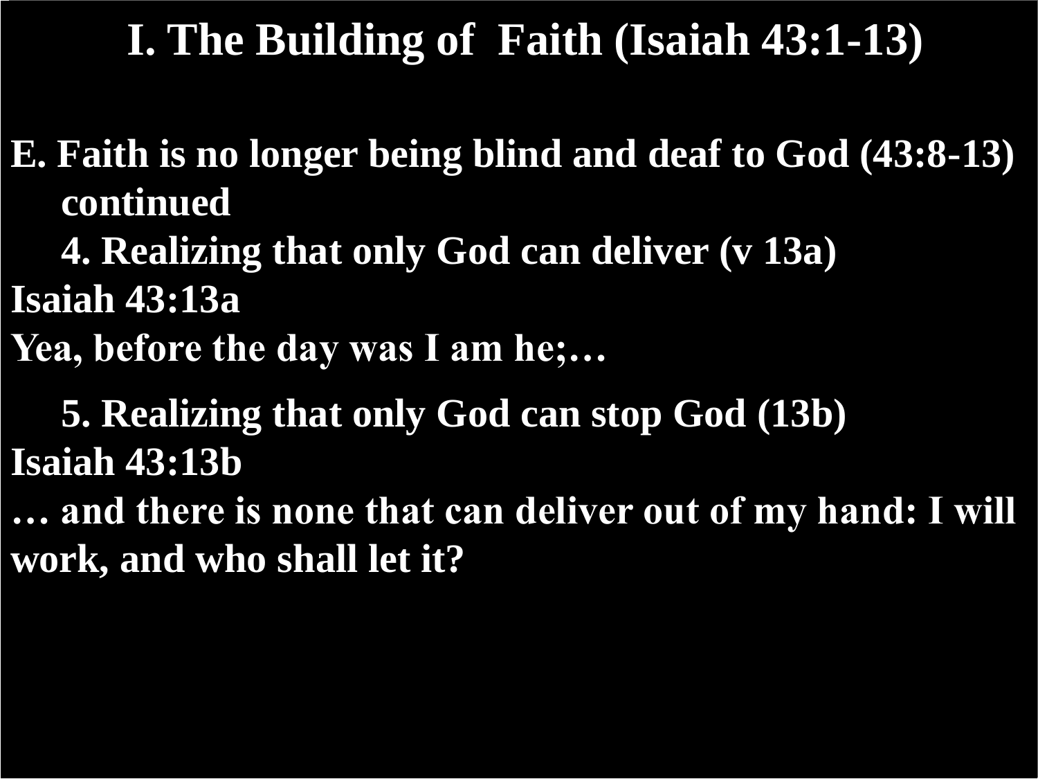# I. The Building of Faith (Isaiah 43:1-13)

**E. Faith is no longer being blind and deaf to God (43:8-13) continued**

**4. Realizing that only God can deliver (v 13a)**

**Isaiah 43:13a**

**Yea, before the day was I am he;…**

**5. Realizing that only God can stop God (13b)**

**Isaiah 43:13b**

**… and there is none that can deliver out of my hand: I will work, and who shall let it?**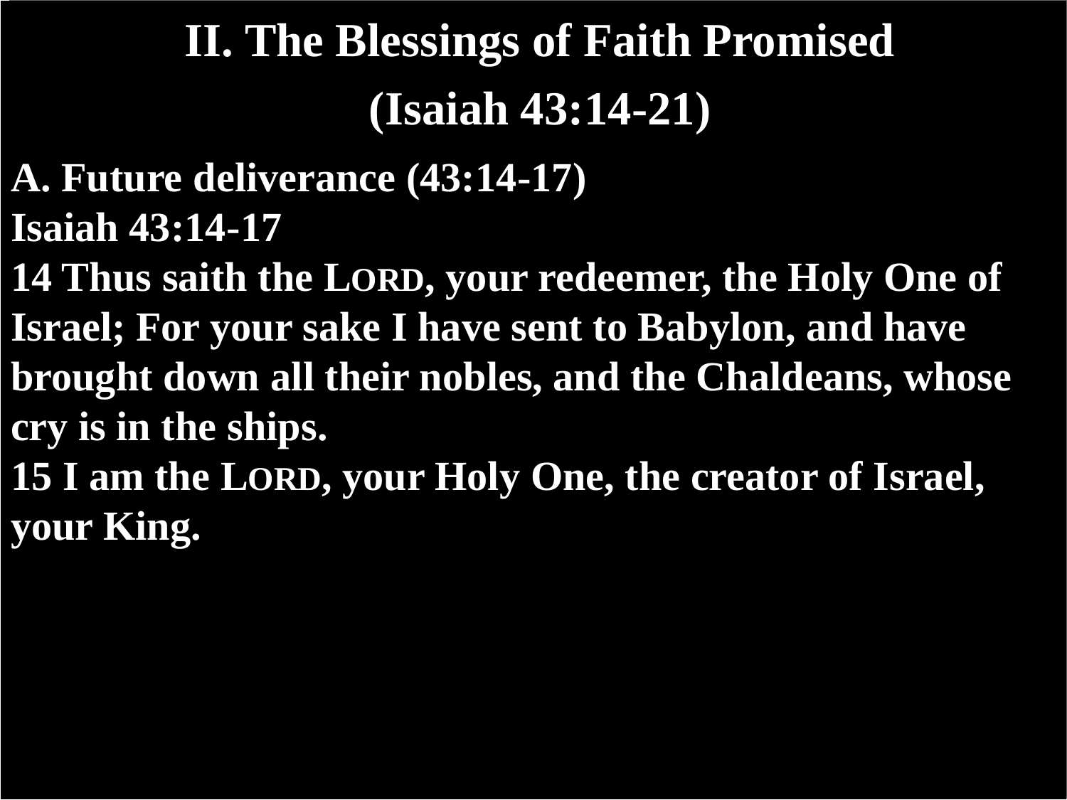# II. The Blessings of Faith Promised

# (Isaiah 43:14-21)

**A. Future deliverance (43:14-17)**

**Isaiah 43:14-17**

**14 Thus saith the LORD, your redeemer, the Holy One of Israel; For your sake I have sent to Babylon, and have brought down all their nobles, and the Chaldeans, whose cry is in the ships.**

**15 I am the LORD, your Holy One, the creator of Israel, your King.**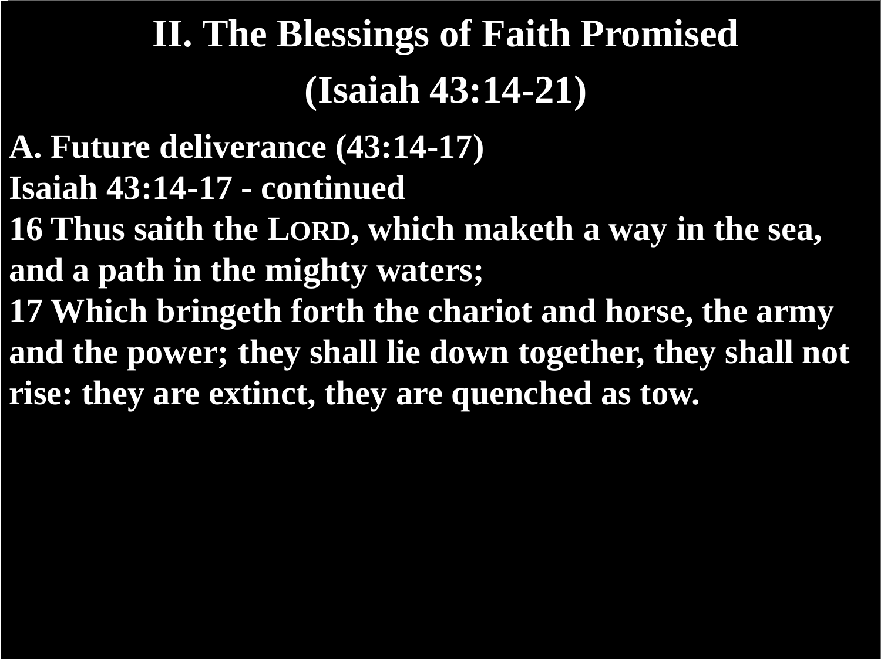# II. The Blessings of Faith Promised

# (Isaiah 43:14-21)

**A. Future deliverance (43:14-17)**

**Isaiah 43:14-17 - continued**

**16 Thus saith the LORD, which maketh a way in the sea, and a path in the mighty waters;**

**17 Which bringeth forth the chariot and horse, the army and the power; they shall lie down together, they shall not rise: they are extinct, they are quenched as tow.**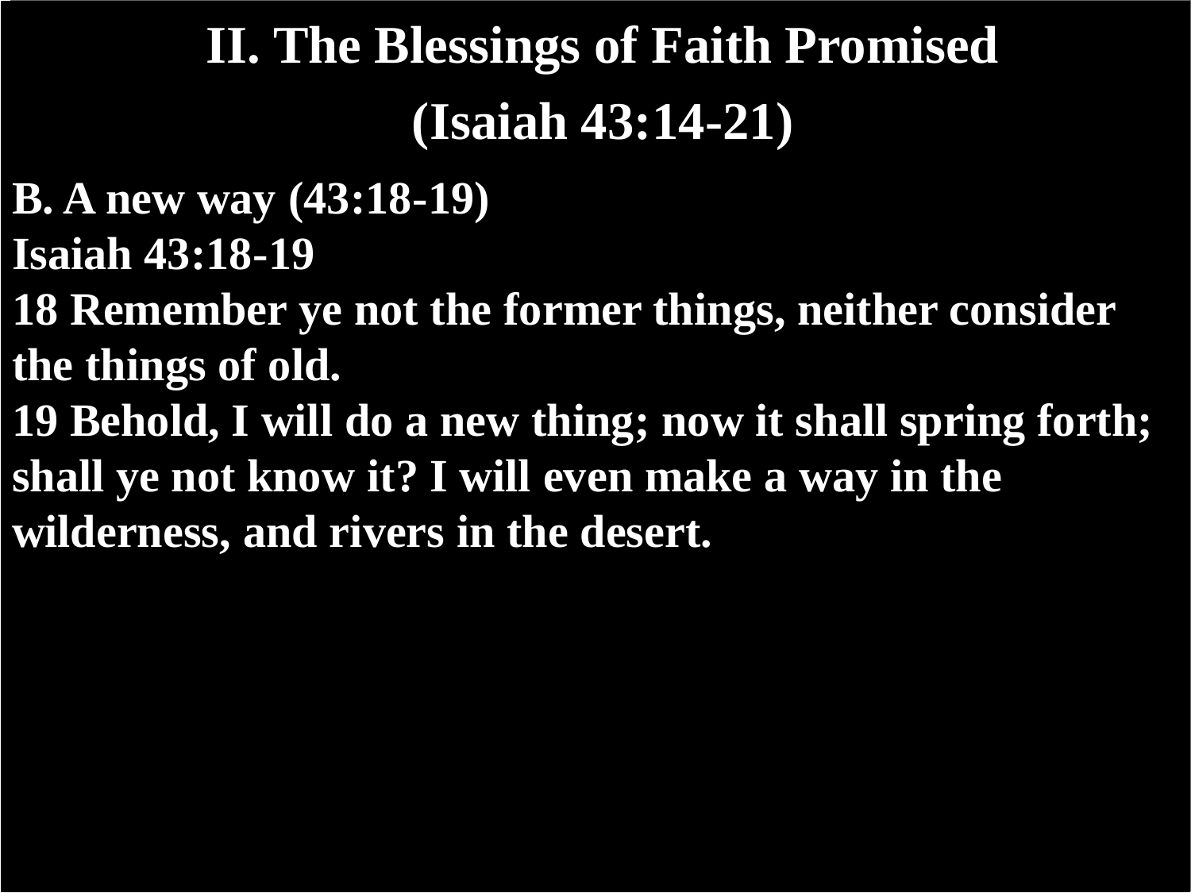# II. The Blessings of Faith Promised

# (Isaiah 43:14-21)

**B. A new way (43:18-19)**

**Isaiah 43:18-19**

**18 Remember ye not the former things, neither consider the things of old.**

**19 Behold, I will do a new thing; now it shall spring forth; shall ye not know it? I will even make a way in the wilderness, and rivers in the desert.**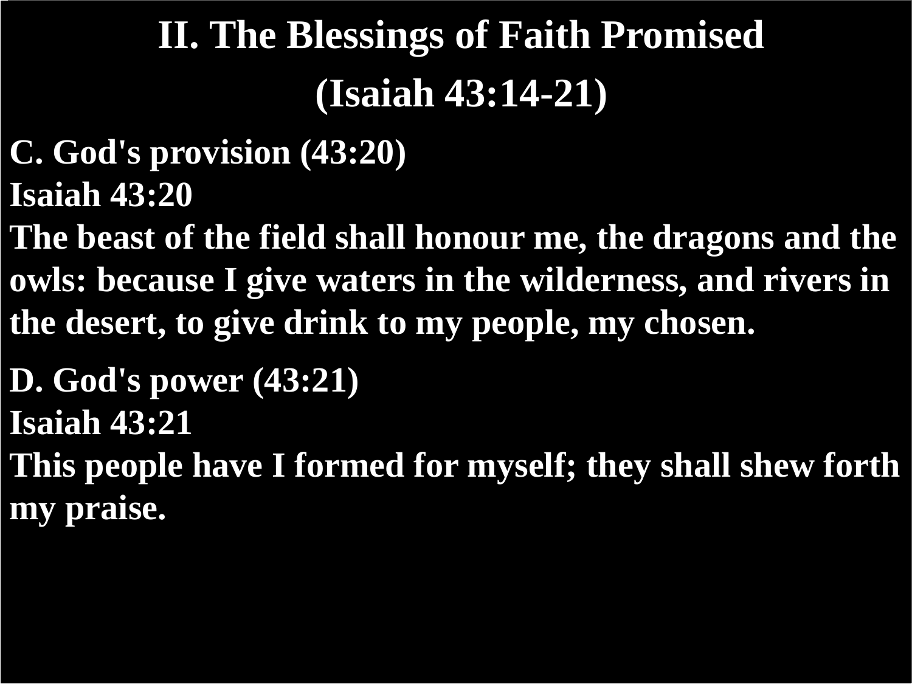# II. The Blessings of Faith Promised

# (Isaiah 43:14-21)

**C. God's provision (43:20)**
**Isaiah 43:20**
**The beast of the field shall honour me, the dragons and the owls: because I give waters in the wilderness, and rivers in the desert, to give drink to my people, my chosen.**

**D. God's power (43:21)**
**Isaiah 43:21**
**This people have I formed for myself; they shall shew forth my praise.**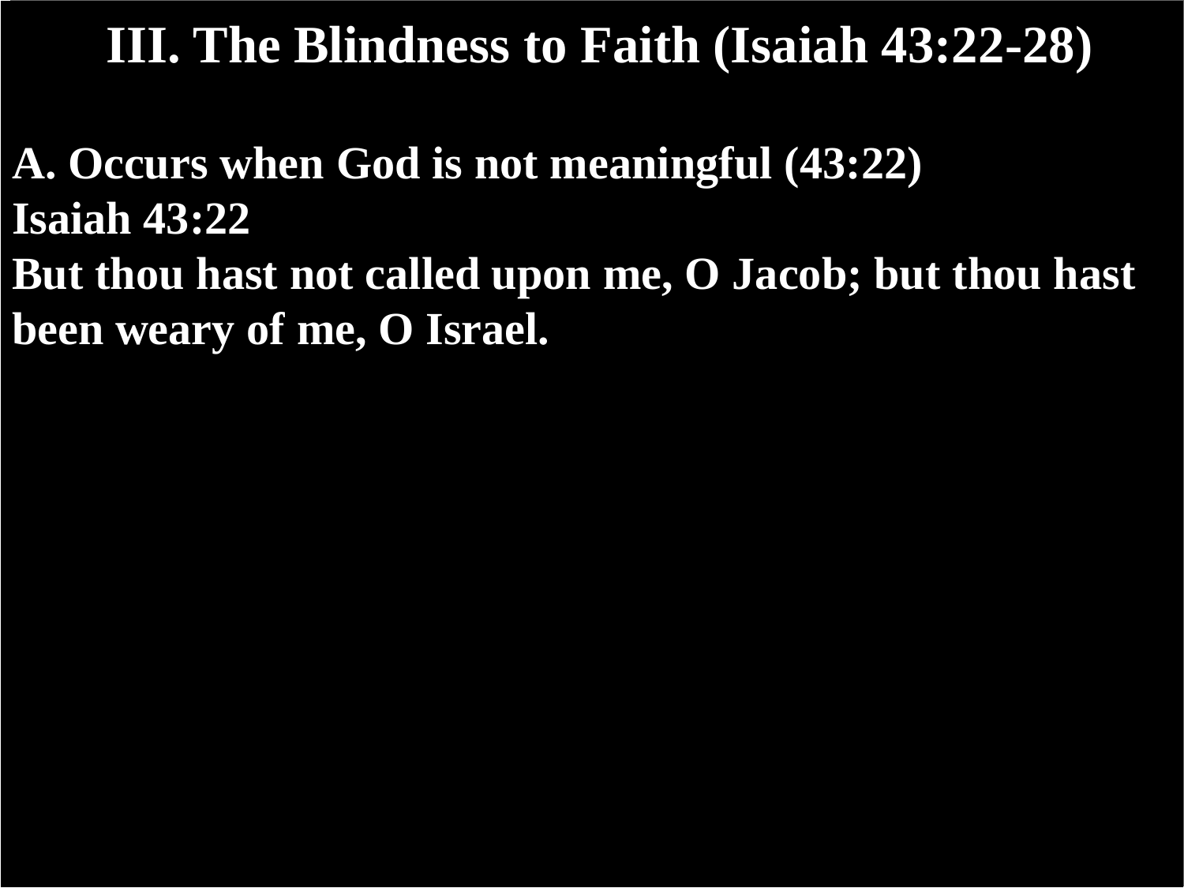# III. The Blindness to Faith (Isaiah 43:22-28)

**A. Occurs when God is not meaningful (43:22)**

**Isaiah 43:22**

**But thou hast not called upon me, O Jacob; but thou hast been weary of me, O Israel.**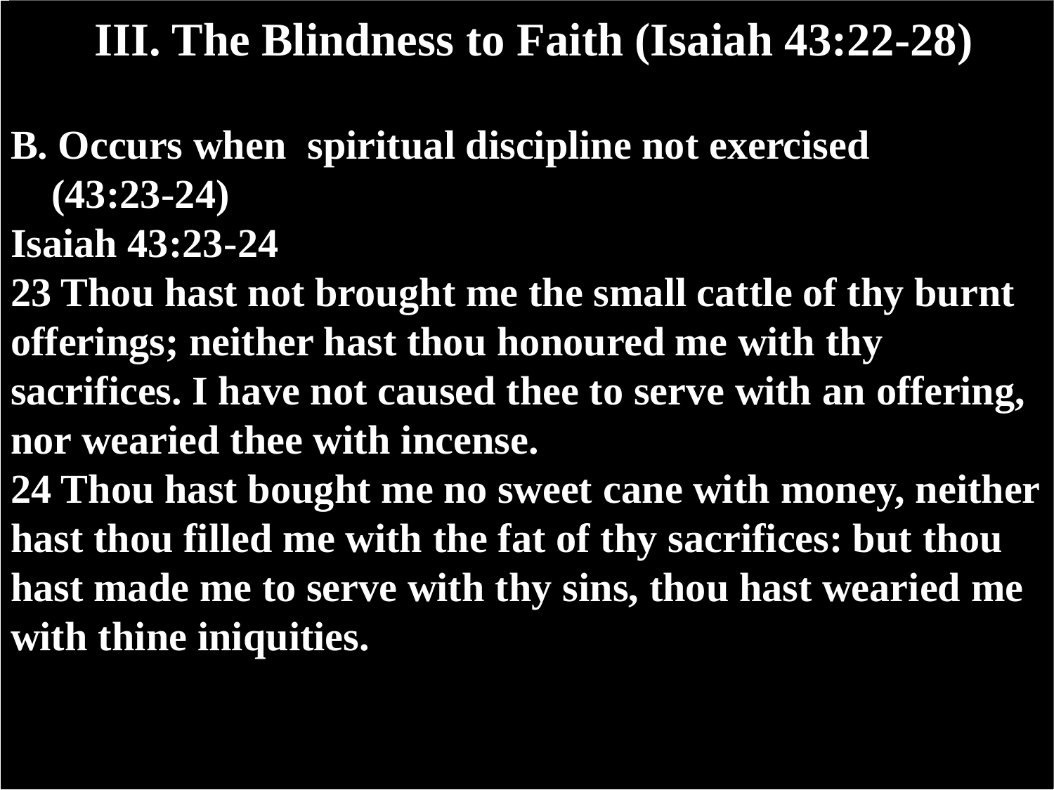# III. The Blindness to Faith (Isaiah 43:22-28)

**B. Occurs when spiritual discipline not exercised (43:23-24)**

**Isaiah 43:23-24**

**23 Thou hast not brought me the small cattle of thy burnt offerings; neither hast thou honoured me with thy sacrifices. I have not caused thee to serve with an offering, nor wearied thee with incense.**

**24 Thou hast bought me no sweet cane with money, neither hast thou filled me with the fat of thy sacrifices: but thou hast made me to serve with thy sins, thou hast wearied me with thine iniquities.**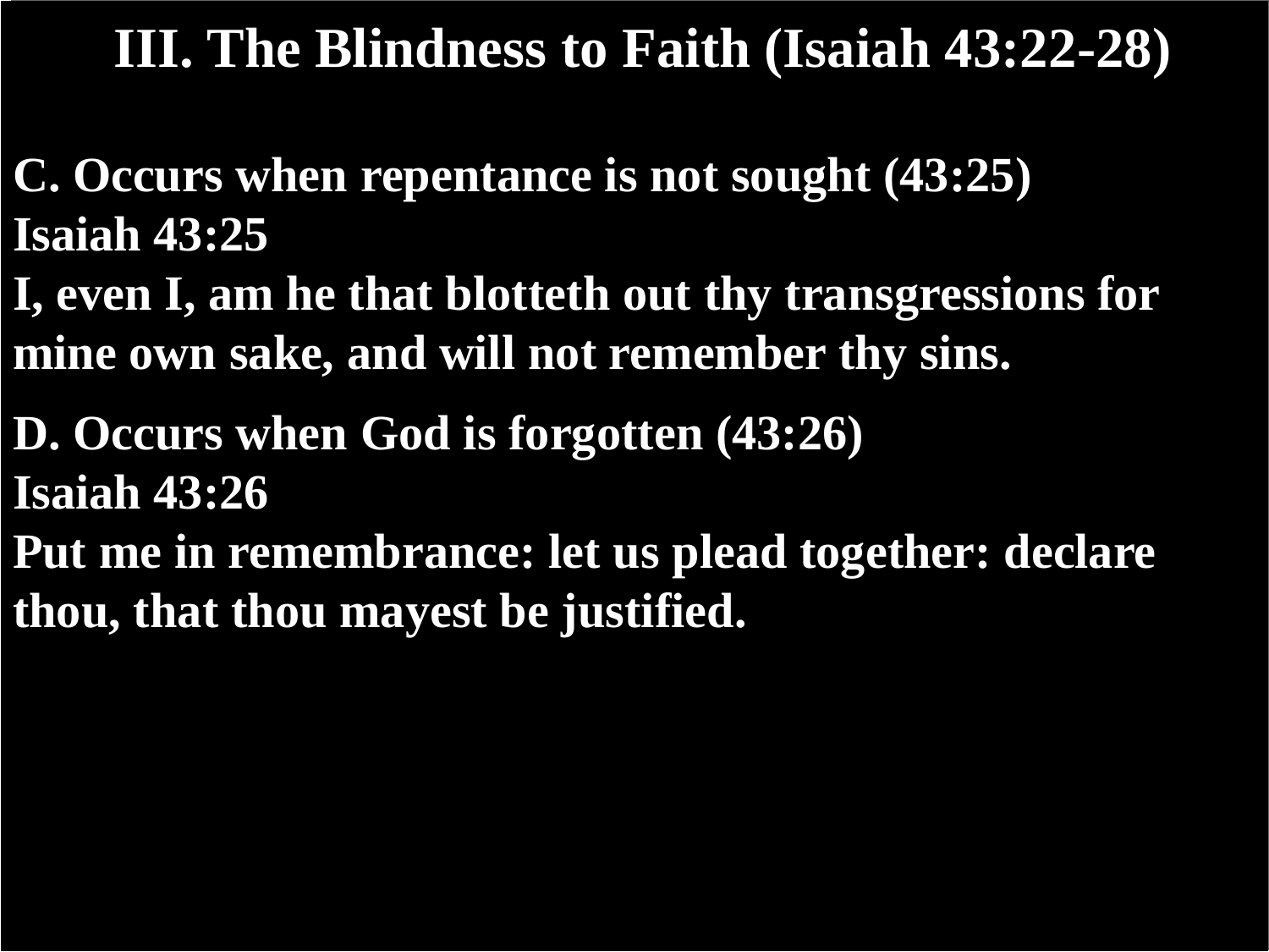# III. The Blindness to Faith (Isaiah 43:22-28)

**C. Occurs when repentance is not sought (43:25)**
**Isaiah 43:25**
**I, even I, am he that blotteth out thy transgressions for mine own sake, and will not remember thy sins.**

**D. Occurs when God is forgotten (43:26)**
**Isaiah 43:26**
**Put me in remembrance: let us plead together: declare thou, that thou mayest be justified.**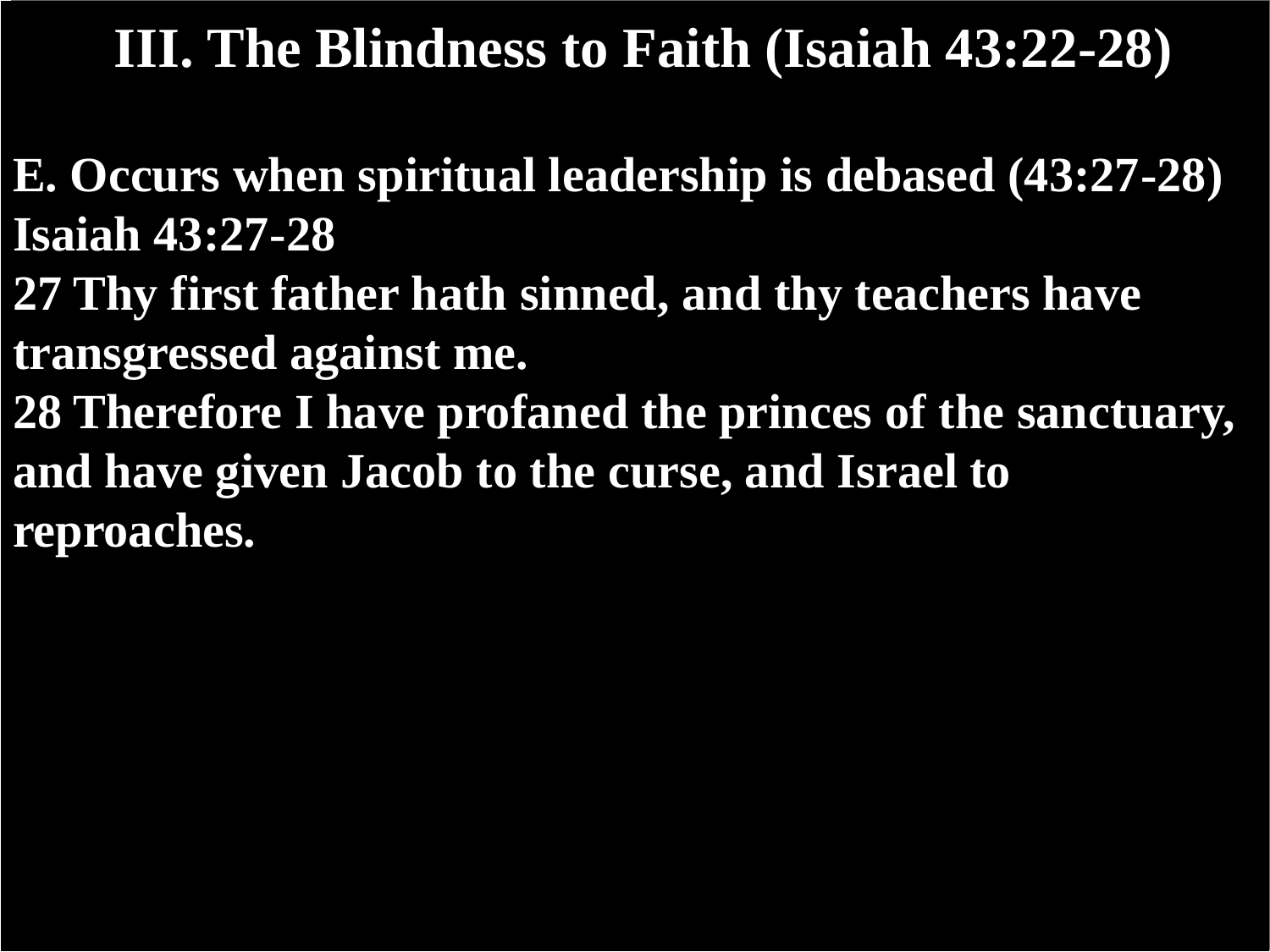# III. The Blindness to Faith (Isaiah 43:22-28)

**E. Occurs when spiritual leadership is debased (43:27-28)**

**Isaiah 43:27-28**

**27 Thy first father hath sinned, and thy teachers have transgressed against me.**

**28 Therefore I have profaned the princes of the sanctuary, and have given Jacob to the curse, and Israel to reproaches.**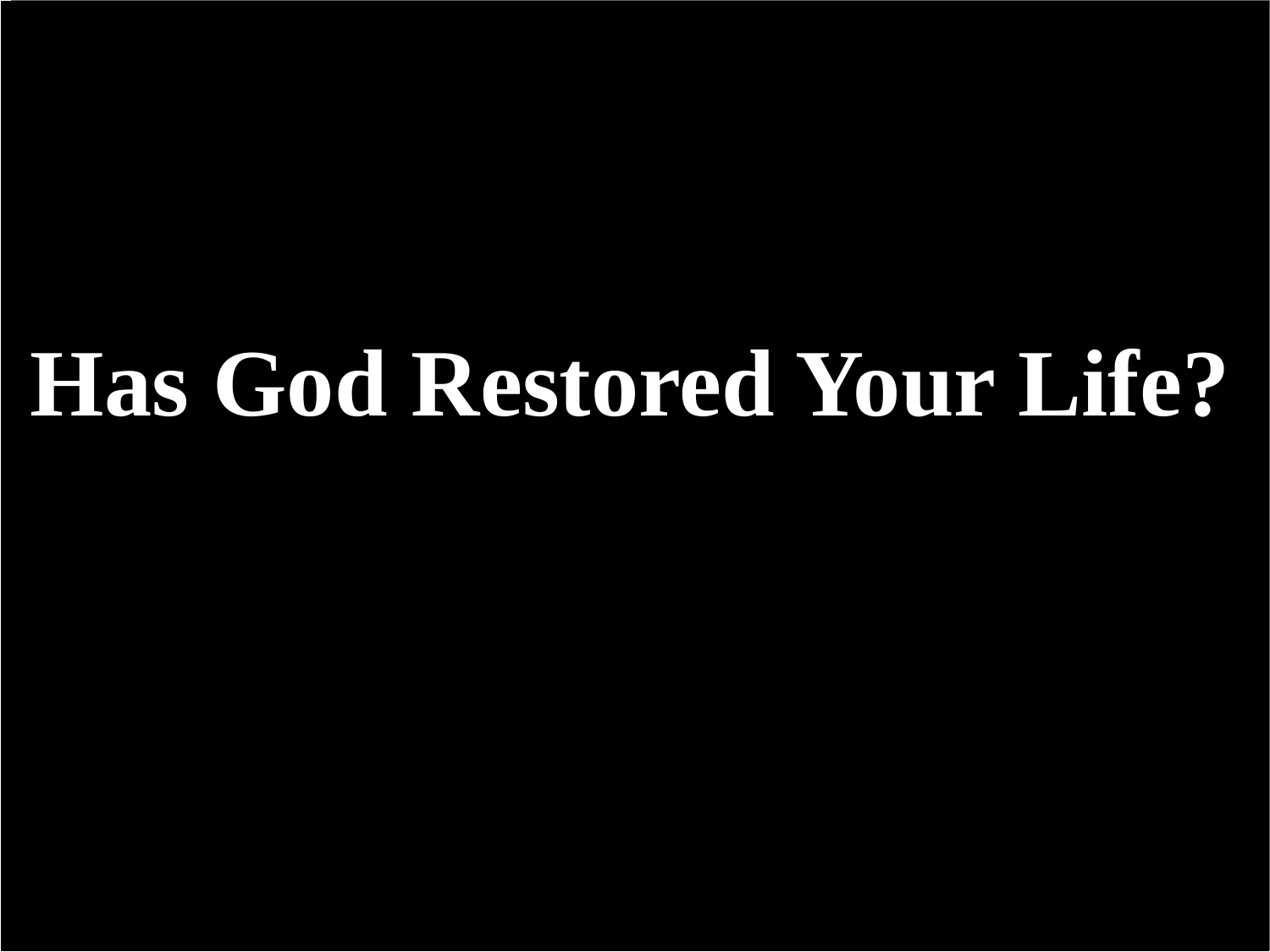# Has God Restored Your Life?